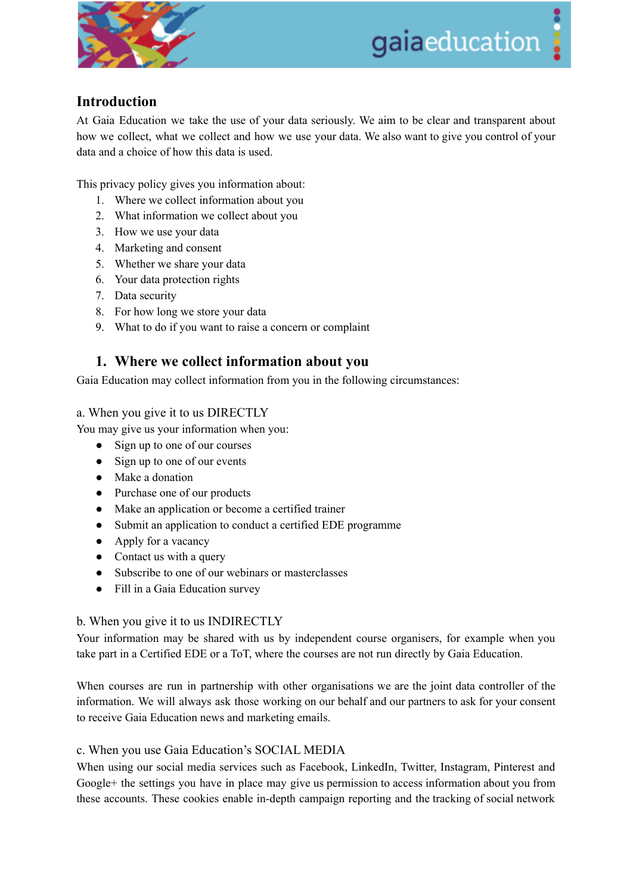## Introduction

At Gaia Education we take the use of your data seriously. We aim to be clear and transparent about how we collect, what we collect and how we use your data. We also want to give you control of your data and a choice of how this data is used.

This privacy policy gives you information about:

1. Where we collect information about you
2. What information we collect about you
3. How we use your data
4. Marketing and consent
5. Whether we share your data
6. Your data protection rights
7. Data security
8. For how long we store your data
9. What to do if you want to raise a concern or complaint

## 1. Where we collect information about you

Gaia Education may collect information from you in the following circumstances:

a. When you give it to us DIRECTLY

You may give us your information when you:

- Sign up to one of our courses
- Sign up to one of our events
- Make a donation
- Purchase one of our products
- Make an application or become a certified trainer
- Submit an application to conduct a certified EDE programme
- Apply for a vacancy
- Contact us with a query
- Subscribe to one of our webinars or masterclasses
- Fill in a Gaia Education survey

b. When you give it to us INDIRECTLY

Your information may be shared with us by independent course organisers, for example when you take part in a Certified EDE or a ToT, where the courses are not run directly by Gaia Education.

When courses are run in partnership with other organisations we are the joint data controller of the information. We will always ask those working on our behalf and our partners to ask for your consent to receive Gaia Education news and marketing emails.

c. When you use Gaia Education's SOCIAL MEDIA

When using our social media services such as Facebook, LinkedIn, Twitter, Instagram, Pinterest and Google+ the settings you have in place may give us permission to access information about you from these accounts. These cookies enable in-depth campaign reporting and the tracking of social network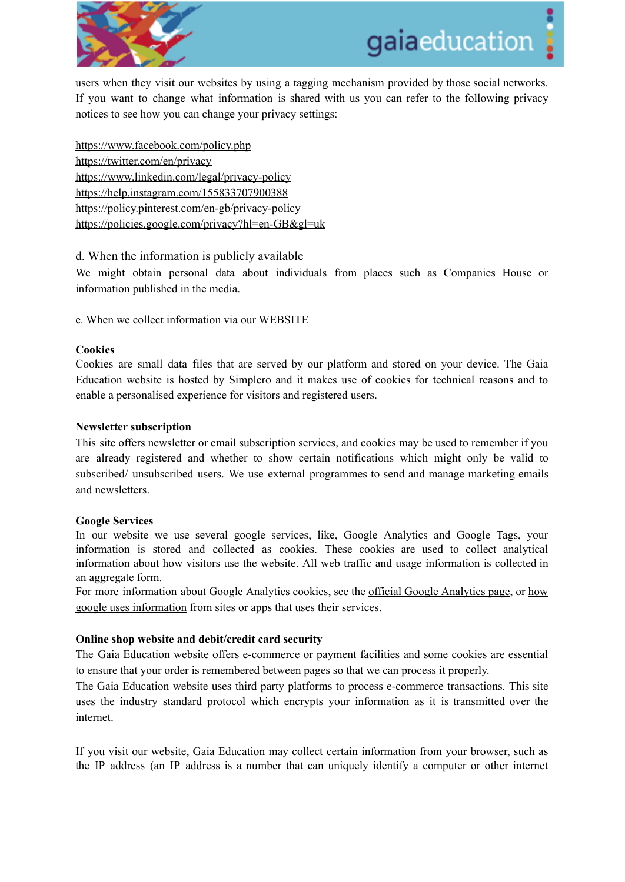users when they visit our websites by using a tagging mechanism provided by those social networks. If you want to change what information is shared with us you can refer to the following privacy notices to see how you can change your privacy settings:

https://www.facebook.com/policy.php
https://twitter.com/en/privacy
https://www.linkedin.com/legal/privacy-policy
https://help.instagram.com/155833707900388
https://policy.pinterest.com/en-gb/privacy-policy
https://policies.google.com/privacy?hl=en-GB&gl=uk

d. When the information is publicly available

We might obtain personal data about individuals from places such as Companies House or information published in the media.

e. When we collect information via our WEBSITE

**Cookies**

Cookies are small data files that are served by our platform and stored on your device. The Gaia Education website is hosted by Simplero and it makes use of cookies for technical reasons and to enable a personalised experience for visitors and registered users.

**Newsletter subscription**

This site offers newsletter or email subscription services, and cookies may be used to remember if you are already registered and whether to show certain notifications which might only be valid to subscribed/ unsubscribed users. We use external programmes to send and manage marketing emails and newsletters.

**Google Services**

In our website we use several google services, like, Google Analytics and Google Tags, your information is stored and collected as cookies. These cookies are used to collect analytical information about how visitors use the website. All web traffic and usage information is collected in an aggregate form.
For more information about Google Analytics cookies, see the official Google Analytics page, or how google uses information from sites or apps that uses their services.

**Online shop website and debit/credit card security**

The Gaia Education website offers e-commerce or payment facilities and some cookies are essential to ensure that your order is remembered between pages so that we can process it properly.
The Gaia Education website uses third party platforms to process e-commerce transactions. This site uses the industry standard protocol which encrypts your information as it is transmitted over the internet.

If you visit our website, Gaia Education may collect certain information from your browser, such as the IP address (an IP address is a number that can uniquely identify a computer or other internet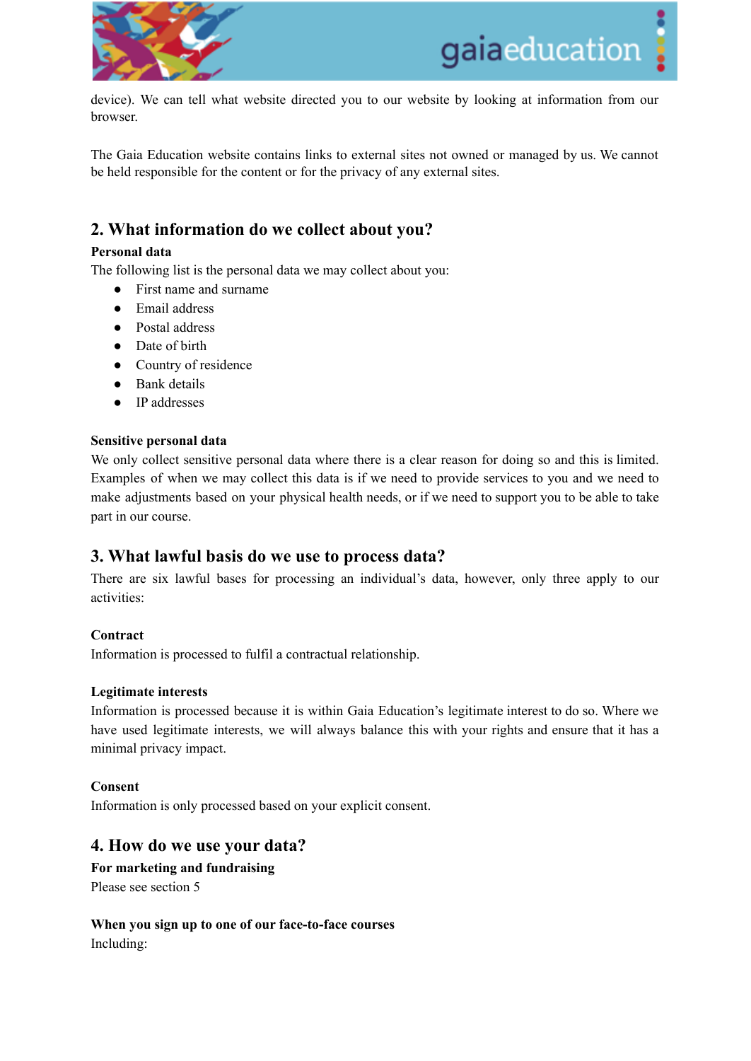device). We can tell what website directed you to our website by looking at information from our browser.

The Gaia Education website contains links to external sites not owned or managed by us. We cannot be held responsible for the content or for the privacy of any external sites.

## 2. What information do we collect about you?

**Personal data**

The following list is the personal data we may collect about you:

- First name and surname
- Email address
- Postal address
- Date of birth
- Country of residence
- Bank details
- IP addresses

**Sensitive personal data**

We only collect sensitive personal data where there is a clear reason for doing so and this is limited. Examples of when we may collect this data is if we need to provide services to you and we need to make adjustments based on your physical health needs, or if we need to support you to be able to take part in our course.

## 3. What lawful basis do we use to process data?

There are six lawful bases for processing an individual's data, however, only three apply to our activities:

**Contract**

Information is processed to fulfil a contractual relationship.

**Legitimate interests**

Information is processed because it is within Gaia Education's legitimate interest to do so. Where we have used legitimate interests, we will always balance this with your rights and ensure that it has a minimal privacy impact.

**Consent**

Information is only processed based on your explicit consent.

## 4. How do we use your data?

**For marketing and fundraising**

Please see section 5

**When you sign up to one of our face-to-face courses**

Including: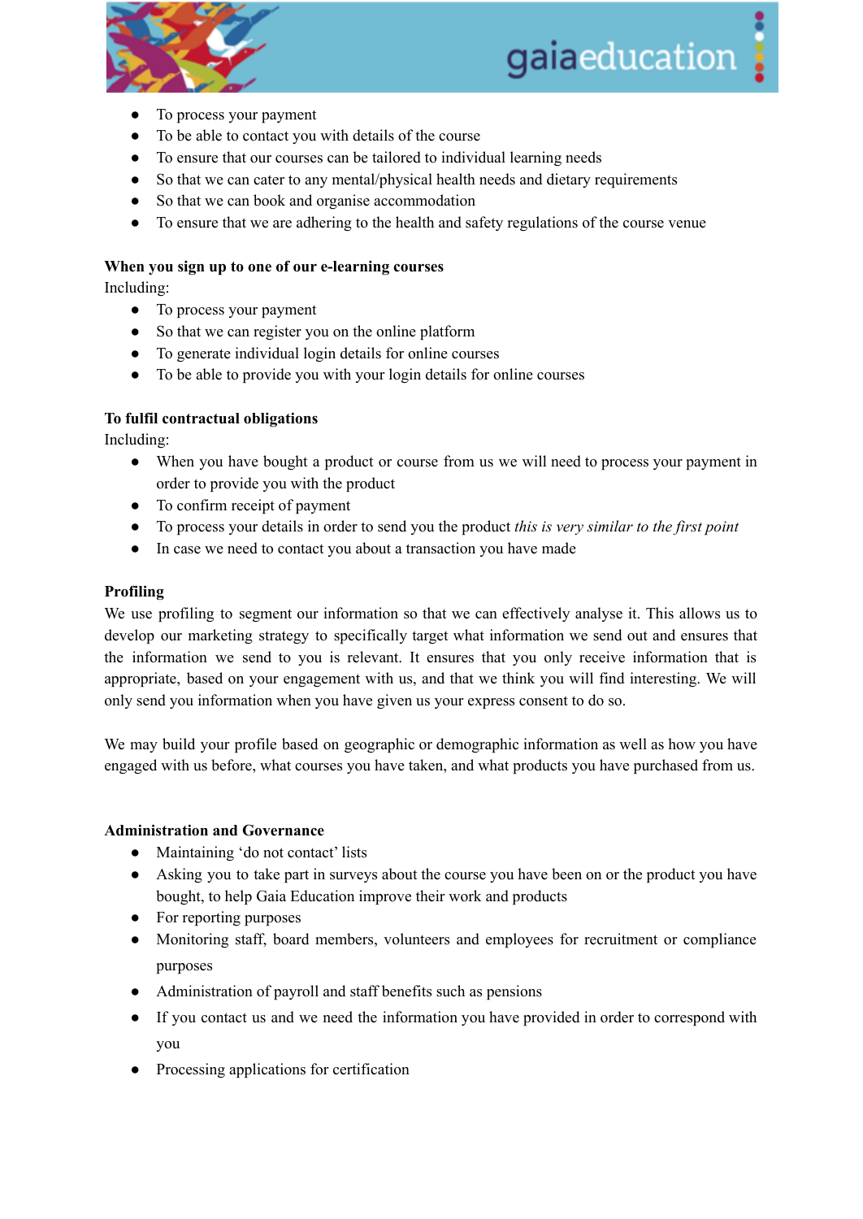- To process your payment
- To be able to contact you with details of the course
- To ensure that our courses can be tailored to individual learning needs
- So that we can cater to any mental/physical health needs and dietary requirements
- So that we can book and organise accommodation
- To ensure that we are adhering to the health and safety regulations of the course venue

**When you sign up to one of our e-learning courses**
Including:

- To process your payment
- So that we can register you on the online platform
- To generate individual login details for online courses
- To be able to provide you with your login details for online courses

**To fulfil contractual obligations**
Including:

- When you have bought a product or course from us we will need to process your payment in order to provide you with the product
- To confirm receipt of payment
- To process your details in order to send you the product *this is very similar to the first point*
- In case we need to contact you about a transaction you have made

**Profiling**
We use profiling to segment our information so that we can effectively analyse it. This allows us to develop our marketing strategy to specifically target what information we send out and ensures that the information we send to you is relevant. It ensures that you only receive information that is appropriate, based on your engagement with us, and that we think you will find interesting. We will only send you information when you have given us your express consent to do so.

We may build your profile based on geographic or demographic information as well as how you have engaged with us before, what courses you have taken, and what products you have purchased from us.

**Administration and Governance**

- Maintaining 'do not contact' lists
- Asking you to take part in surveys about the course you have been on or the product you have bought, to help Gaia Education improve their work and products
- For reporting purposes
- Monitoring staff, board members, volunteers and employees for recruitment or compliance purposes
- Administration of payroll and staff benefits such as pensions
- If you contact us and we need the information you have provided in order to correspond with you
- Processing applications for certification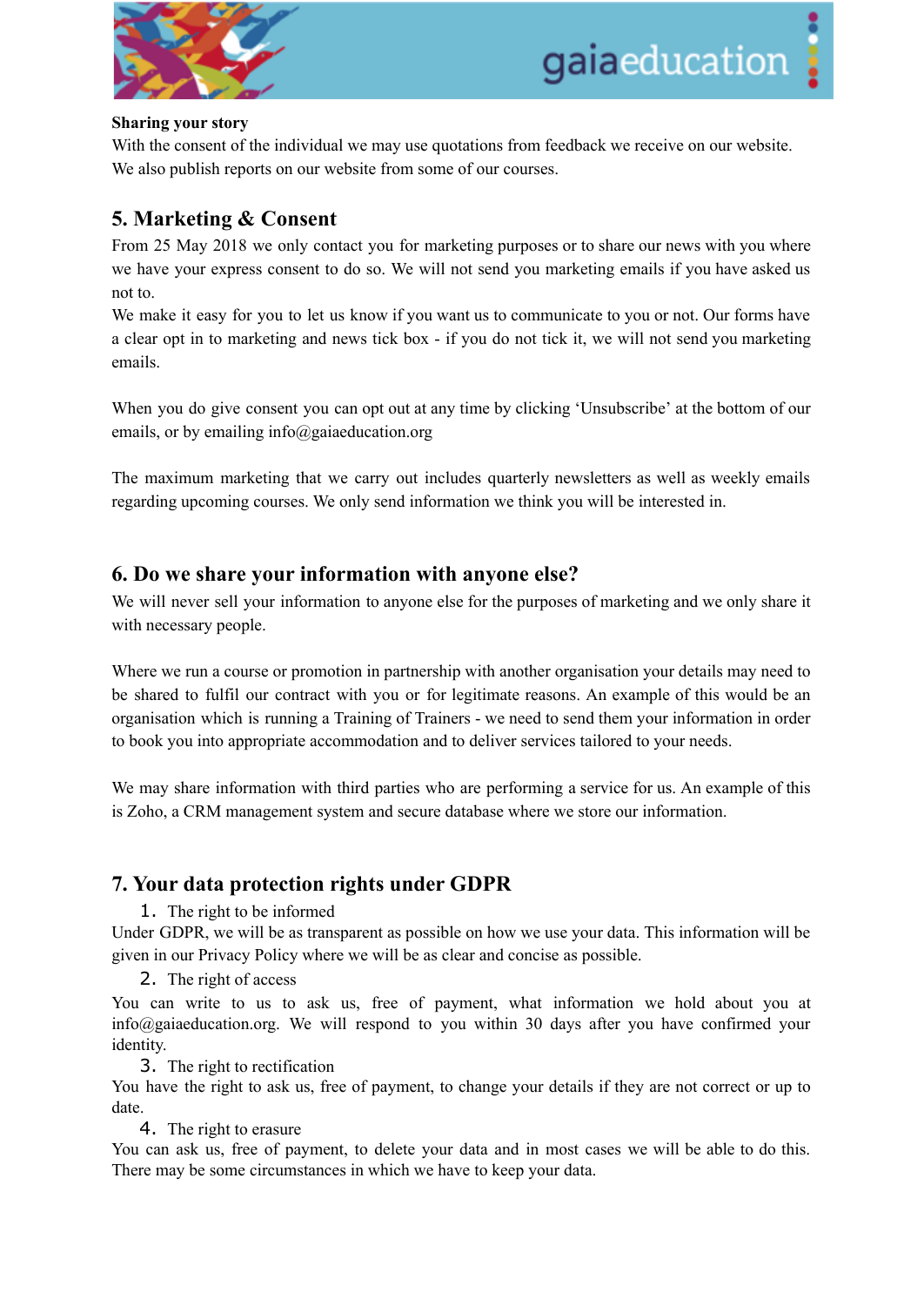**Sharing your story**

With the consent of the individual we may use quotations from feedback we receive on our website. We also publish reports on our website from some of our courses.

## 5. Marketing & Consent

From 25 May 2018 we only contact you for marketing purposes or to share our news with you where we have your express consent to do so. We will not send you marketing emails if you have asked us not to.

We make it easy for you to let us know if you want us to communicate to you or not. Our forms have a clear opt in to marketing and news tick box - if you do not tick it, we will not send you marketing emails.

When you do give consent you can opt out at any time by clicking 'Unsubscribe' at the bottom of our emails, or by emailing info@gaiaeducation.org

The maximum marketing that we carry out includes quarterly newsletters as well as weekly emails regarding upcoming courses. We only send information we think you will be interested in.

## 6. Do we share your information with anyone else?

We will never sell your information to anyone else for the purposes of marketing and we only share it with necessary people.

Where we run a course or promotion in partnership with another organisation your details may need to be shared to fulfil our contract with you or for legitimate reasons. An example of this would be an organisation which is running a Training of Trainers - we need to send them your information in order to book you into appropriate accommodation and to deliver services tailored to your needs.

We may share information with third parties who are performing a service for us. An example of this is Zoho, a CRM management system and secure database where we store our information.

## 7. Your data protection rights under GDPR

1. The right to be informed

Under GDPR, we will be as transparent as possible on how we use your data. This information will be given in our Privacy Policy where we will be as clear and concise as possible.

2. The right of access

You can write to us to ask us, free of payment, what information we hold about you at info@gaiaeducation.org. We will respond to you within 30 days after you have confirmed your identity.

3. The right to rectification

You have the right to ask us, free of payment, to change your details if they are not correct or up to date.

4. The right to erasure

You can ask us, free of payment, to delete your data and in most cases we will be able to do this. There may be some circumstances in which we have to keep your data.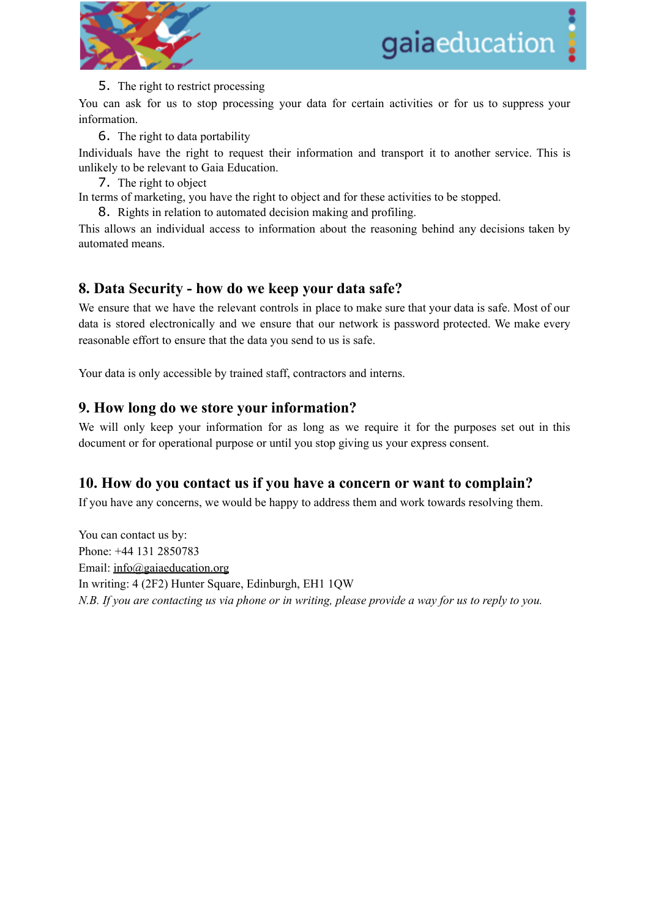5. The right to restrict processing

You can ask for us to stop processing your data for certain activities or for us to suppress your information.

6. The right to data portability

Individuals have the right to request their information and transport it to another service. This is unlikely to be relevant to Gaia Education.

7. The right to object

In terms of marketing, you have the right to object and for these activities to be stopped.

8. Rights in relation to automated decision making and profiling.

This allows an individual access to information about the reasoning behind any decisions taken by automated means.

## 8. Data Security - how do we keep your data safe?

We ensure that we have the relevant controls in place to make sure that your data is safe. Most of our data is stored electronically and we ensure that our network is password protected. We make every reasonable effort to ensure that the data you send to us is safe.

Your data is only accessible by trained staff, contractors and interns.

## 9. How long do we store your information?

We will only keep your information for as long as we require it for the purposes set out in this document or for operational purpose or until you stop giving us your express consent.

## 10. How do you contact us if you have a concern or want to complain?

If you have any concerns, we would be happy to address them and work towards resolving them.

You can contact us by:
Phone: +44 131 2850783
Email: info@gaiaeducation.org
In writing: 4 (2F2) Hunter Square, Edinburgh, EH1 1QW
*N.B. If you are contacting us via phone or in writing, please provide a way for us to reply to you.*